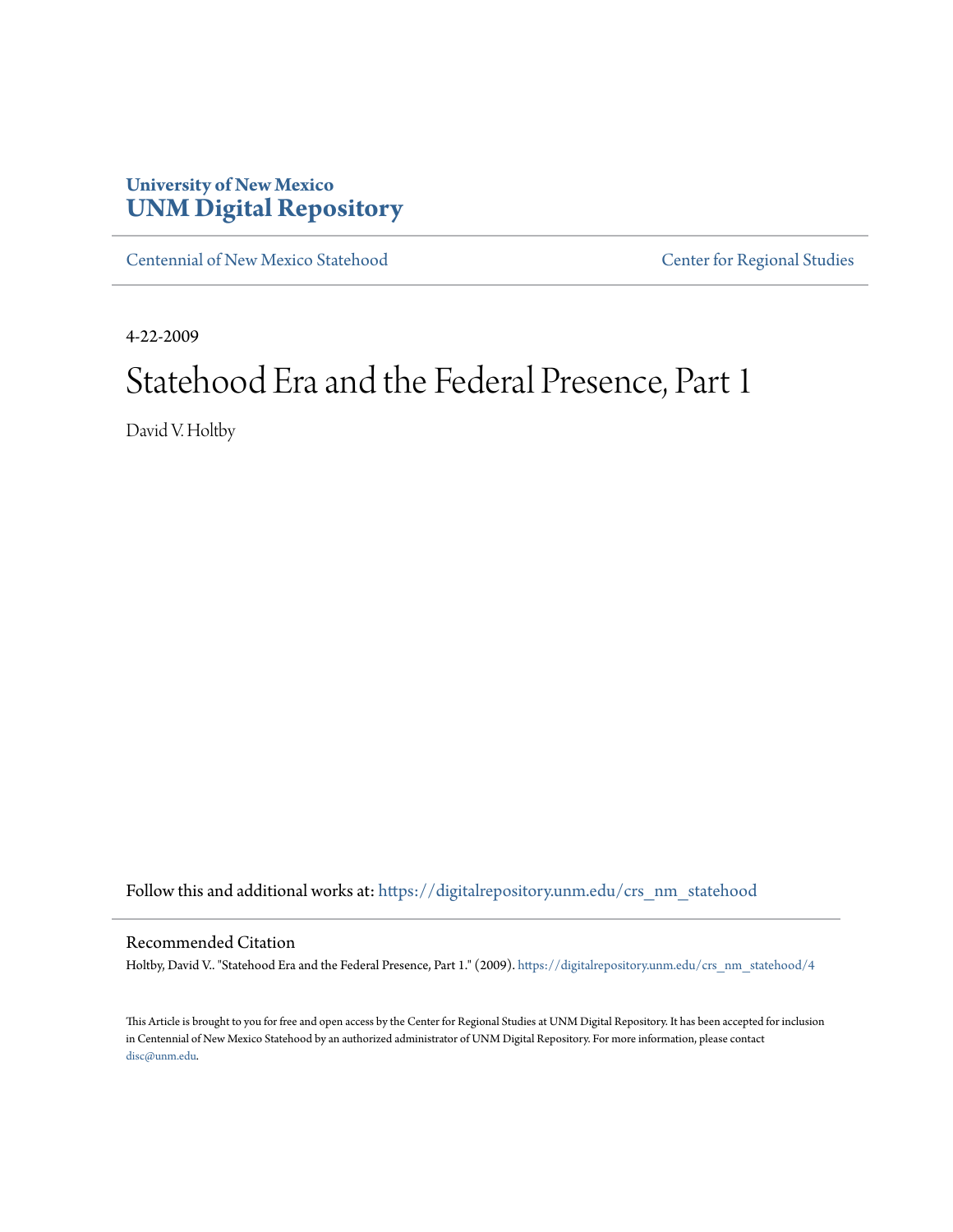**University of New Mexico**
**UNM Digital Repository**

Centennial of New Mexico Statehood | Center for Regional Studies

4-22-2009

# Statehood Era and the Federal Presence, Part 1

David V. Holtby

Follow this and additional works at: https://digitalrepository.unm.edu/crs_nm_statehood

## Recommended Citation

Holtby, David V.. "Statehood Era and the Federal Presence, Part 1." (2009). https://digitalrepository.unm.edu/crs_nm_statehood/4

This Article is brought to you for free and open access by the Center for Regional Studies at UNM Digital Repository. It has been accepted for inclusion in Centennial of New Mexico Statehood by an authorized administrator of UNM Digital Repository. For more information, please contact disc@unm.edu.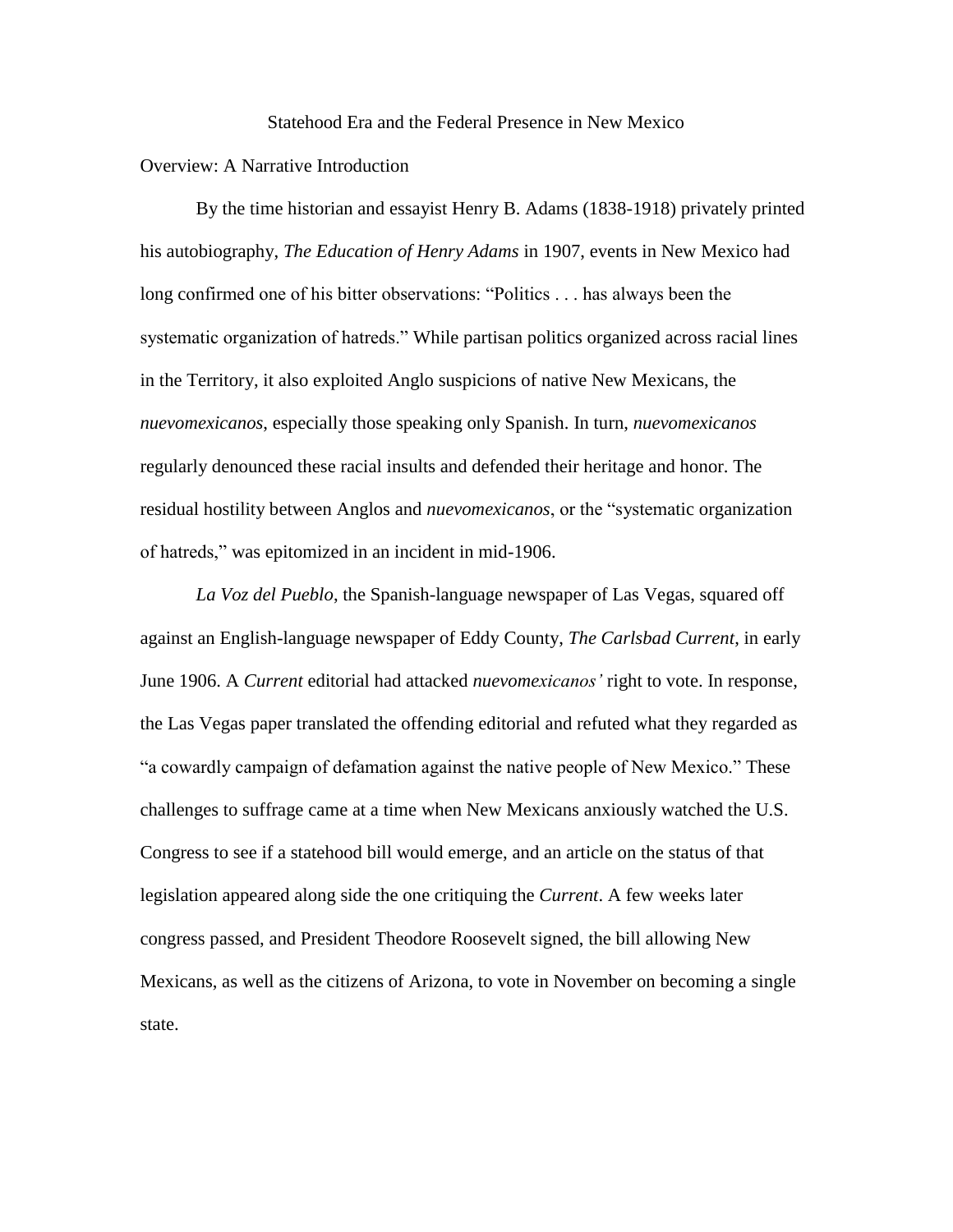# Statehood Era and the Federal Presence in New Mexico

## Overview: A Narrative Introduction

By the time historian and essayist Henry B. Adams (1838-1918) privately printed his autobiography, *The Education of Henry Adams* in 1907, events in New Mexico had long confirmed one of his bitter observations: "Politics . . . has always been the systematic organization of hatreds." While partisan politics organized across racial lines in the Territory, it also exploited Anglo suspicions of native New Mexicans, the *nuevomexicanos*, especially those speaking only Spanish. In turn, *nuevomexicanos* regularly denounced these racial insults and defended their heritage and honor. The residual hostility between Anglos and *nuevomexicanos*, or the "systematic organization of hatreds," was epitomized in an incident in mid-1906.

*La Voz del Pueblo*, the Spanish-language newspaper of Las Vegas, squared off against an English-language newspaper of Eddy County, *The Carlsbad Current*, in early June 1906. A *Current* editorial had attacked *nuevomexicanos'* right to vote. In response, the Las Vegas paper translated the offending editorial and refuted what they regarded as "a cowardly campaign of defamation against the native people of New Mexico." These challenges to suffrage came at a time when New Mexicans anxiously watched the U.S. Congress to see if a statehood bill would emerge, and an article on the status of that legislation appeared along side the one critiquing the *Current*. A few weeks later congress passed, and President Theodore Roosevelt signed, the bill allowing New Mexicans, as well as the citizens of Arizona, to vote in November on becoming a single state.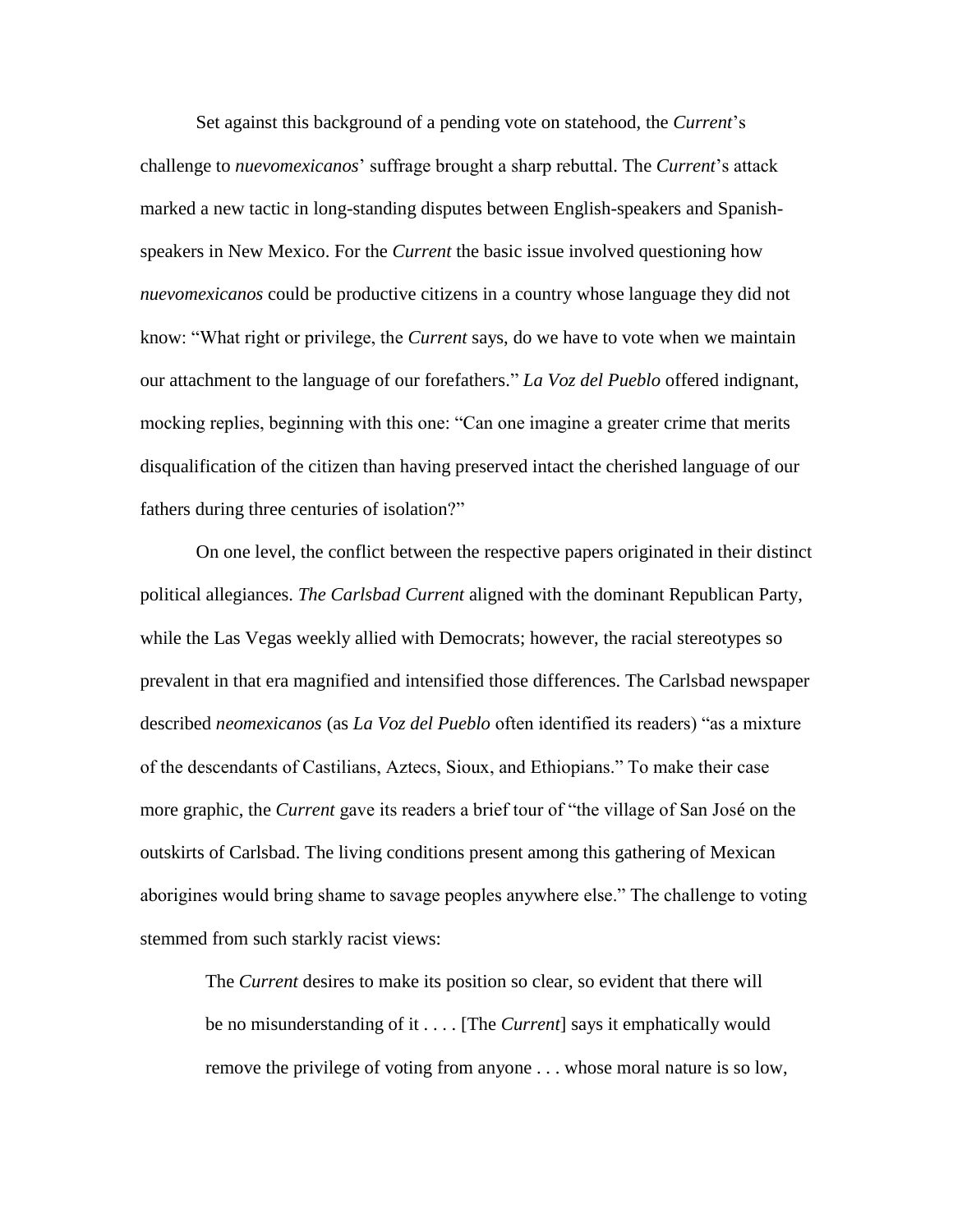Set against this background of a pending vote on statehood, the *Current*'s challenge to *nuevomexicanos*' suffrage brought a sharp rebuttal. The *Current*'s attack marked a new tactic in long-standing disputes between English-speakers and Spanish-speakers in New Mexico. For the *Current* the basic issue involved questioning how *nuevomexicanos* could be productive citizens in a country whose language they did not know: "What right or privilege, the *Current* says, do we have to vote when we maintain our attachment to the language of our forefathers." *La Voz del Pueblo* offered indignant, mocking replies, beginning with this one: "Can one imagine a greater crime that merits disqualification of the citizen than having preserved intact the cherished language of our fathers during three centuries of isolation?"

On one level, the conflict between the respective papers originated in their distinct political allegiances. *The Carlsbad Current* aligned with the dominant Republican Party, while the Las Vegas weekly allied with Democrats; however, the racial stereotypes so prevalent in that era magnified and intensified those differences. The Carlsbad newspaper described *neomexicanos* (as *La Voz del Pueblo* often identified its readers) "as a mixture of the descendants of Castilians, Aztecs, Sioux, and Ethiopians." To make their case more graphic, the *Current* gave its readers a brief tour of "the village of San José on the outskirts of Carlsbad. The living conditions present among this gathering of Mexican aborigines would bring shame to savage peoples anywhere else." The challenge to voting stemmed from such starkly racist views:

> The *Current* desires to make its position so clear, so evident that there will be no misunderstanding of it . . . . [The *Current*] says it emphatically would remove the privilege of voting from anyone . . . whose moral nature is so low,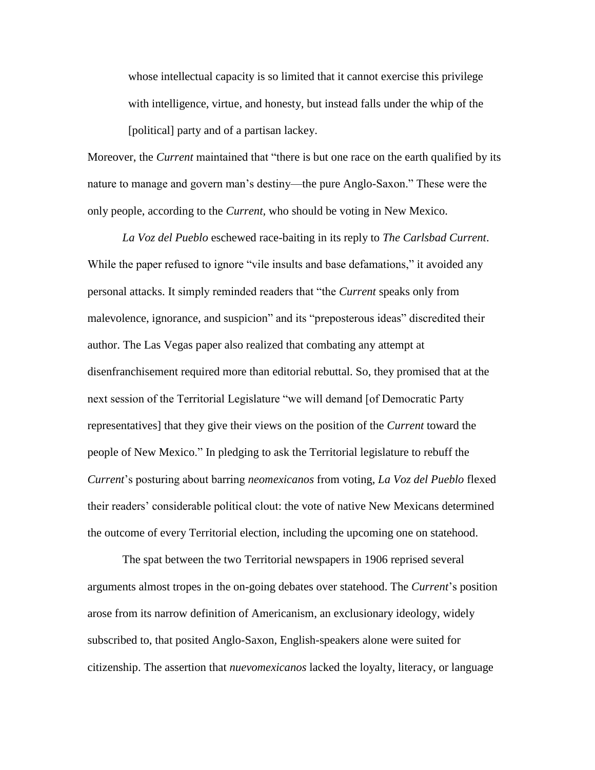> whose intellectual capacity is so limited that it cannot exercise this privilege with intelligence, virtue, and honesty, but instead falls under the whip of the [political] party and of a partisan lackey.

Moreover, the *Current* maintained that "there is but one race on the earth qualified by its nature to manage and govern man's destiny—the pure Anglo-Saxon." These were the only people, according to the *Current,* who should be voting in New Mexico.

*La Voz del Pueblo* eschewed race-baiting in its reply to *The Carlsbad Current*. While the paper refused to ignore "vile insults and base defamations," it avoided any personal attacks. It simply reminded readers that "the *Current* speaks only from malevolence, ignorance, and suspicion" and its "preposterous ideas" discredited their author. The Las Vegas paper also realized that combating any attempt at disenfranchisement required more than editorial rebuttal. So, they promised that at the next session of the Territorial Legislature "we will demand [of Democratic Party representatives] that they give their views on the position of the *Current* toward the people of New Mexico." In pledging to ask the Territorial legislature to rebuff the *Current*'s posturing about barring *neomexicanos* from voting, *La Voz del Pueblo* flexed their readers' considerable political clout: the vote of native New Mexicans determined the outcome of every Territorial election, including the upcoming one on statehood.

The spat between the two Territorial newspapers in 1906 reprised several arguments almost tropes in the on-going debates over statehood. The *Current*'s position arose from its narrow definition of Americanism, an exclusionary ideology, widely subscribed to, that posited Anglo-Saxon, English-speakers alone were suited for citizenship. The assertion that *nuevomexicanos* lacked the loyalty, literacy, or language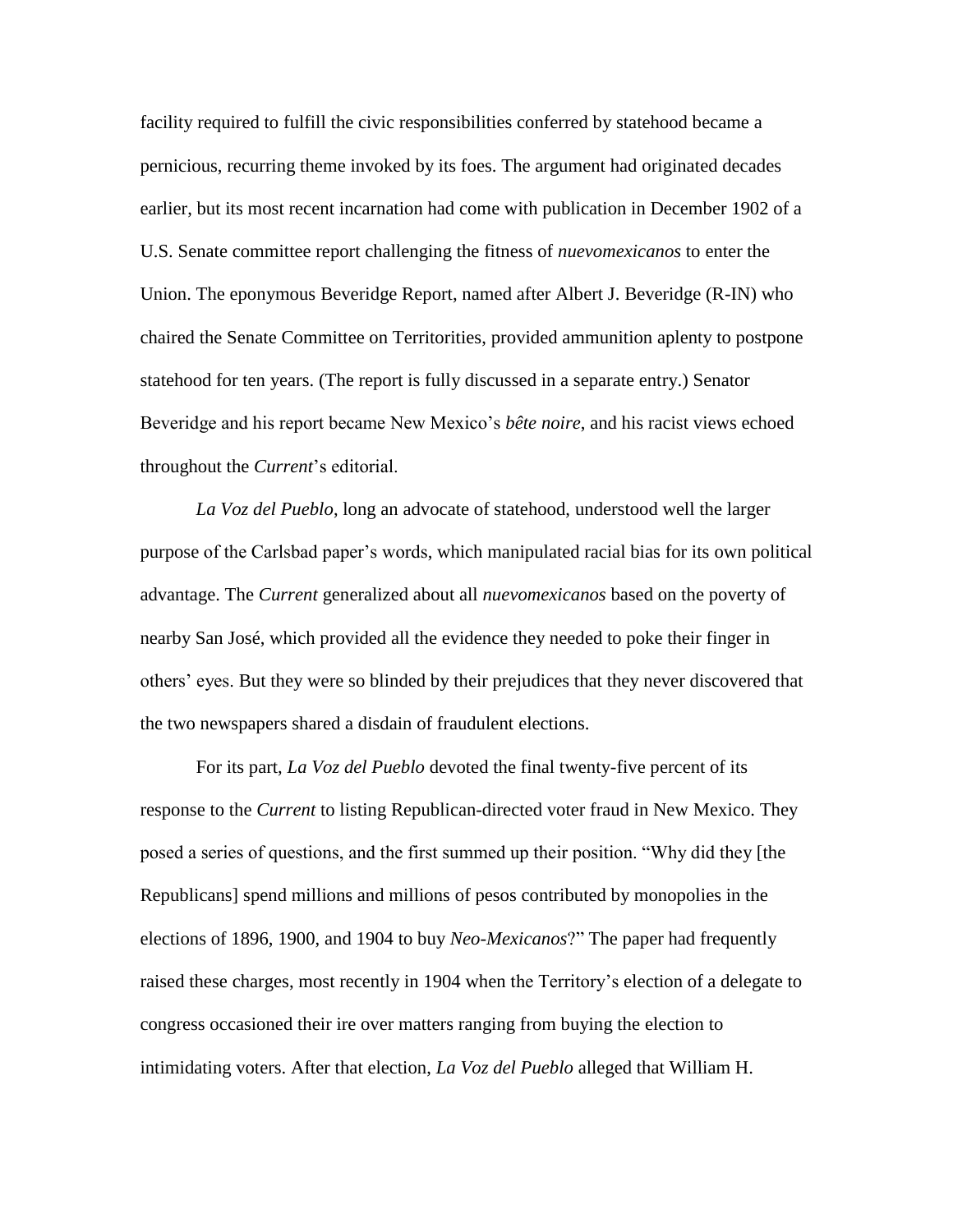facility required to fulfill the civic responsibilities conferred by statehood became a pernicious, recurring theme invoked by its foes. The argument had originated decades earlier, but its most recent incarnation had come with publication in December 1902 of a U.S. Senate committee report challenging the fitness of *nuevomexicanos* to enter the Union. The eponymous Beveridge Report, named after Albert J. Beveridge (R-IN) who chaired the Senate Committee on Territorities, provided ammunition aplenty to postpone statehood for ten years. (The report is fully discussed in a separate entry.) Senator Beveridge and his report became New Mexico's *bête noire*, and his racist views echoed throughout the *Current*'s editorial.

*La Voz del Pueblo*, long an advocate of statehood, understood well the larger purpose of the Carlsbad paper's words, which manipulated racial bias for its own political advantage. The *Current* generalized about all *nuevomexicanos* based on the poverty of nearby San José, which provided all the evidence they needed to poke their finger in others' eyes. But they were so blinded by their prejudices that they never discovered that the two newspapers shared a disdain of fraudulent elections.

For its part, *La Voz del Pueblo* devoted the final twenty-five percent of its response to the *Current* to listing Republican-directed voter fraud in New Mexico. They posed a series of questions, and the first summed up their position. "Why did they [the Republicans] spend millions and millions of pesos contributed by monopolies in the elections of 1896, 1900, and 1904 to buy *Neo-Mexicanos*?" The paper had frequently raised these charges, most recently in 1904 when the Territory's election of a delegate to congress occasioned their ire over matters ranging from buying the election to intimidating voters. After that election, *La Voz del Pueblo* alleged that William H.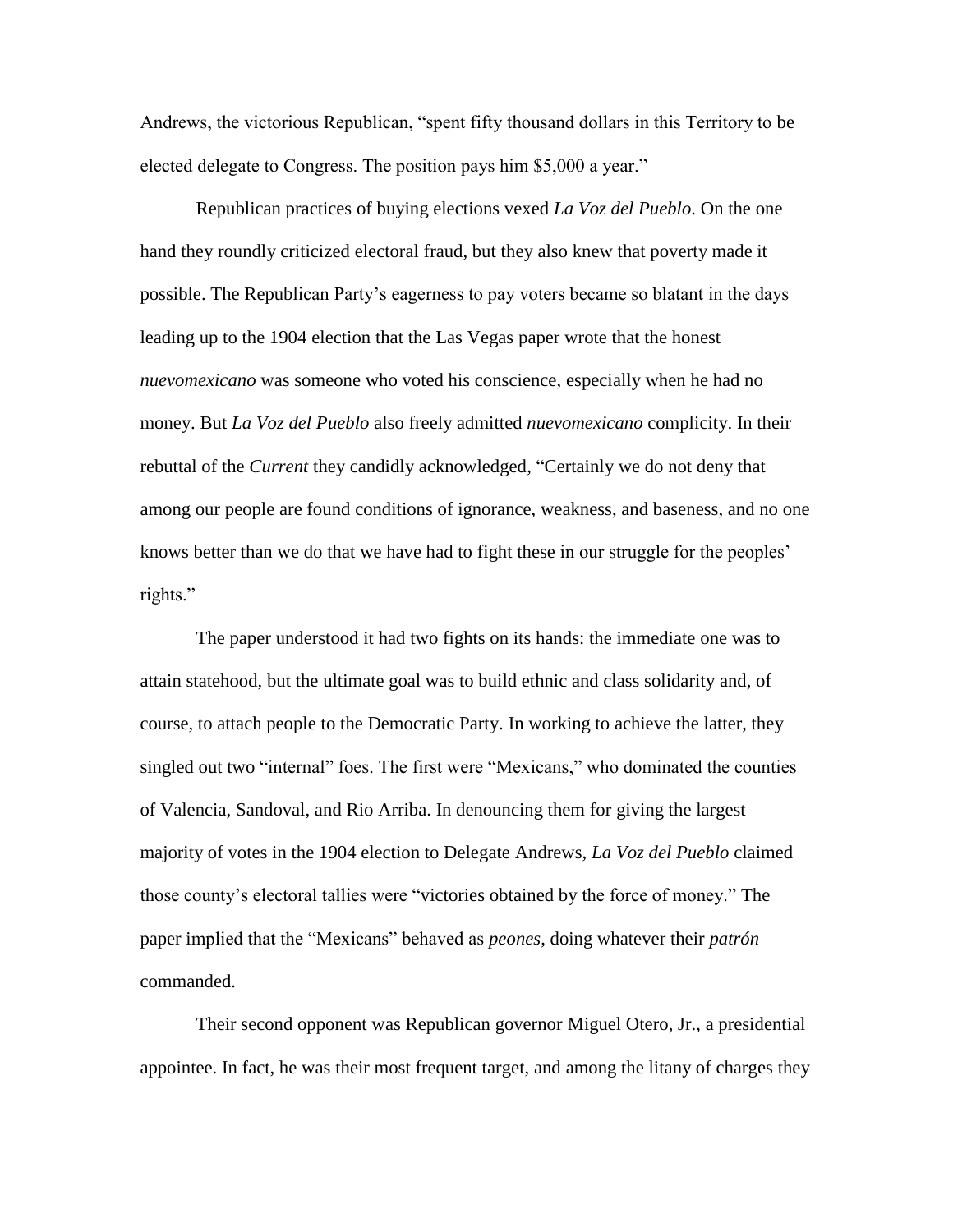Andrews, the victorious Republican, "spent fifty thousand dollars in this Territory to be elected delegate to Congress. The position pays him $5,000 a year."

Republican practices of buying elections vexed *La Voz del Pueblo*. On the one hand they roundly criticized electoral fraud, but they also knew that poverty made it possible. The Republican Party's eagerness to pay voters became so blatant in the days leading up to the 1904 election that the Las Vegas paper wrote that the honest *nuevomexicano* was someone who voted his conscience, especially when he had no money. But *La Voz del Pueblo* also freely admitted *nuevomexicano* complicity. In their rebuttal of the *Current* they candidly acknowledged, "Certainly we do not deny that among our people are found conditions of ignorance, weakness, and baseness, and no one knows better than we do that we have had to fight these in our struggle for the peoples' rights."

The paper understood it had two fights on its hands: the immediate one was to attain statehood, but the ultimate goal was to build ethnic and class solidarity and, of course, to attach people to the Democratic Party. In working to achieve the latter, they singled out two "internal" foes. The first were "Mexicans," who dominated the counties of Valencia, Sandoval, and Rio Arriba. In denouncing them for giving the largest majority of votes in the 1904 election to Delegate Andrews, *La Voz del Pueblo* claimed those county's electoral tallies were "victories obtained by the force of money." The paper implied that the "Mexicans" behaved as *peones*, doing whatever their *patrón* commanded.

Their second opponent was Republican governor Miguel Otero, Jr., a presidential appointee. In fact, he was their most frequent target, and among the litany of charges they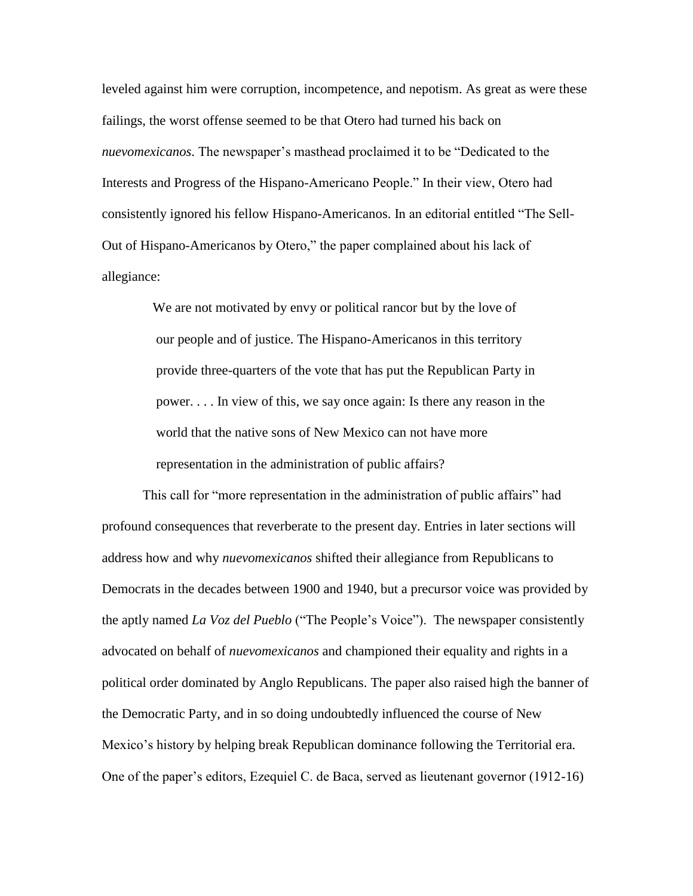leveled against him were corruption, incompetence, and nepotism. As great as were these failings, the worst offense seemed to be that Otero had turned his back on *nuevomexicanos*. The newspaper's masthead proclaimed it to be "Dedicated to the Interests and Progress of the Hispano-Americano People." In their view, Otero had consistently ignored his fellow Hispano-Americanos. In an editorial entitled "The Sell-Out of Hispano-Americanos by Otero," the paper complained about his lack of allegiance:

> We are not motivated by envy or political rancor but by the love of our people and of justice. The Hispano-Americanos in this territory provide three-quarters of the vote that has put the Republican Party in power. . . . In view of this, we say once again: Is there any reason in the world that the native sons of New Mexico can not have more representation in the administration of public affairs?

This call for "more representation in the administration of public affairs" had profound consequences that reverberate to the present day. Entries in later sections will address how and why *nuevomexicanos* shifted their allegiance from Republicans to Democrats in the decades between 1900 and 1940, but a precursor voice was provided by the aptly named *La Voz del Pueblo* ("The People's Voice"). The newspaper consistently advocated on behalf of *nuevomexicanos* and championed their equality and rights in a political order dominated by Anglo Republicans. The paper also raised high the banner of the Democratic Party, and in so doing undoubtedly influenced the course of New Mexico's history by helping break Republican dominance following the Territorial era. One of the paper's editors, Ezequiel C. de Baca, served as lieutenant governor (1912-16)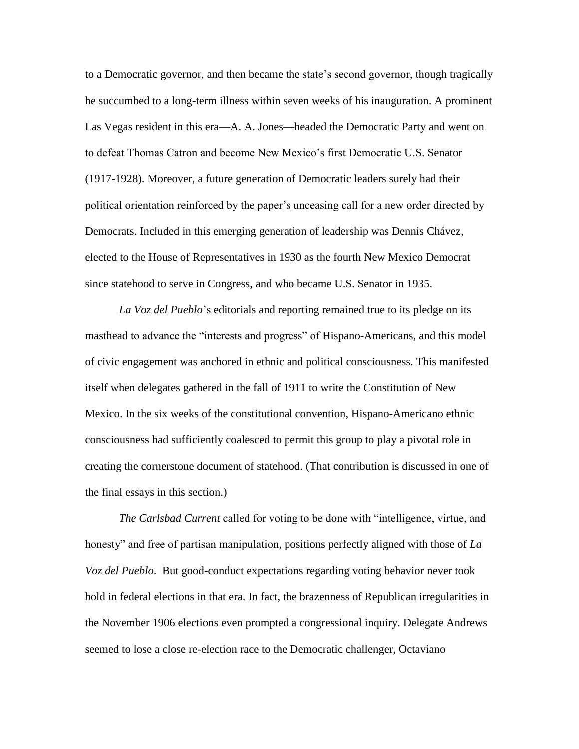to a Democratic governor, and then became the state's second governor, though tragically he succumbed to a long-term illness within seven weeks of his inauguration. A prominent Las Vegas resident in this era—A. A. Jones—headed the Democratic Party and went on to defeat Thomas Catron and become New Mexico's first Democratic U.S. Senator (1917-1928). Moreover, a future generation of Democratic leaders surely had their political orientation reinforced by the paper's unceasing call for a new order directed by Democrats. Included in this emerging generation of leadership was Dennis Chávez, elected to the House of Representatives in 1930 as the fourth New Mexico Democrat since statehood to serve in Congress, and who became U.S. Senator in 1935.

*La Voz del Pueblo*'s editorials and reporting remained true to its pledge on its masthead to advance the "interests and progress" of Hispano-Americans, and this model of civic engagement was anchored in ethnic and political consciousness. This manifested itself when delegates gathered in the fall of 1911 to write the Constitution of New Mexico. In the six weeks of the constitutional convention, Hispano-Americano ethnic consciousness had sufficiently coalesced to permit this group to play a pivotal role in creating the cornerstone document of statehood. (That contribution is discussed in one of the final essays in this section.)

*The Carlsbad Current* called for voting to be done with "intelligence, virtue, and honesty" and free of partisan manipulation, positions perfectly aligned with those of *La Voz del Pueblo*. But good-conduct expectations regarding voting behavior never took hold in federal elections in that era. In fact, the brazenness of Republican irregularities in the November 1906 elections even prompted a congressional inquiry. Delegate Andrews seemed to lose a close re-election race to the Democratic challenger, Octaviano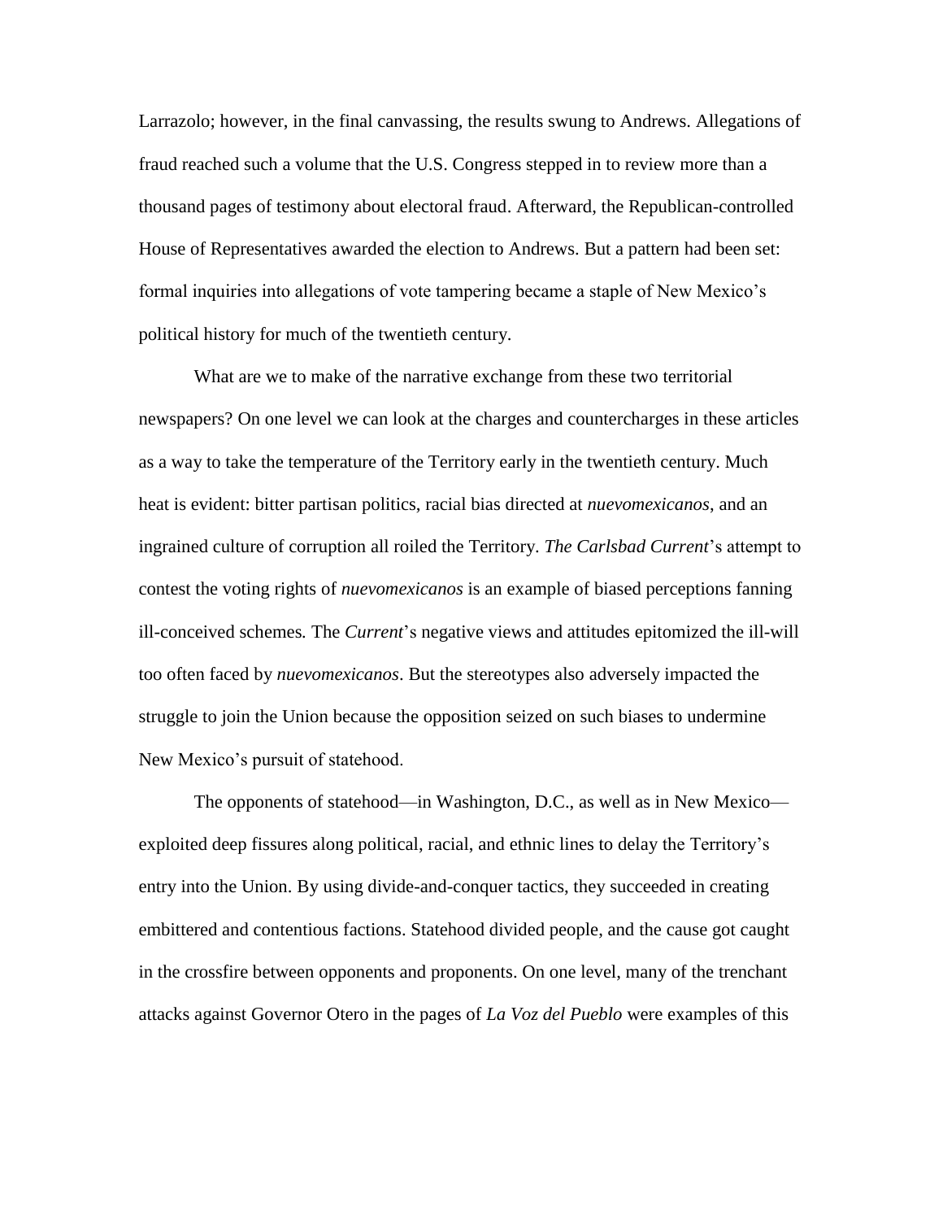Larrazolo; however, in the final canvassing, the results swung to Andrews. Allegations of fraud reached such a volume that the U.S. Congress stepped in to review more than a thousand pages of testimony about electoral fraud. Afterward, the Republican-controlled House of Representatives awarded the election to Andrews. But a pattern had been set: formal inquiries into allegations of vote tampering became a staple of New Mexico's political history for much of the twentieth century.

What are we to make of the narrative exchange from these two territorial newspapers? On one level we can look at the charges and countercharges in these articles as a way to take the temperature of the Territory early in the twentieth century. Much heat is evident: bitter partisan politics, racial bias directed at *nuevomexicanos*, and an ingrained culture of corruption all roiled the Territory. *The Carlsbad Current*'s attempt to contest the voting rights of *nuevomexicanos* is an example of biased perceptions fanning ill-conceived schemes. The *Current*'s negative views and attitudes epitomized the ill-will too often faced by *nuevomexicanos*. But the stereotypes also adversely impacted the struggle to join the Union because the opposition seized on such biases to undermine New Mexico's pursuit of statehood.

The opponents of statehood—in Washington, D.C., as well as in New Mexico—exploited deep fissures along political, racial, and ethnic lines to delay the Territory's entry into the Union. By using divide-and-conquer tactics, they succeeded in creating embittered and contentious factions. Statehood divided people, and the cause got caught in the crossfire between opponents and proponents. On one level, many of the trenchant attacks against Governor Otero in the pages of *La Voz del Pueblo* were examples of this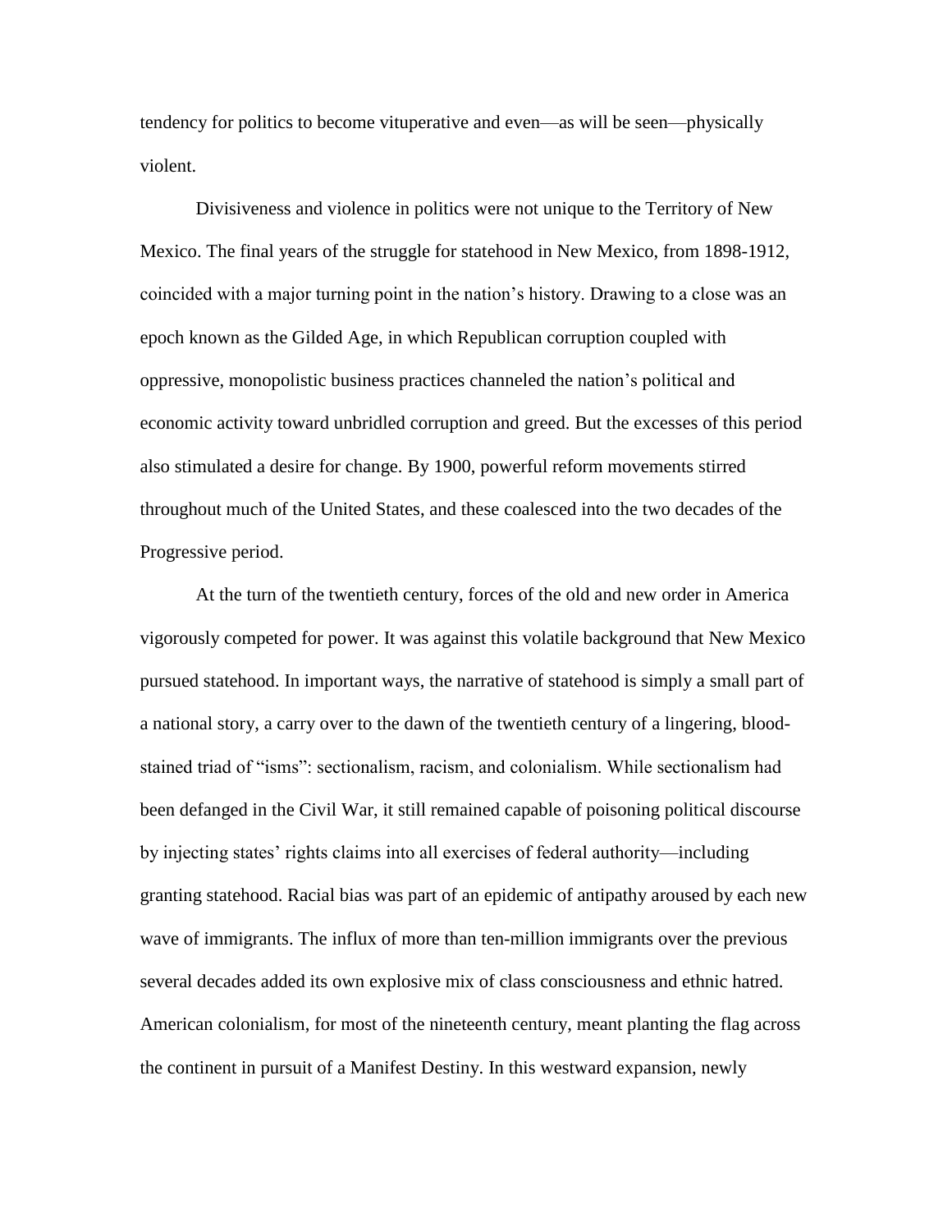tendency for politics to become vituperative and even—as will be seen—physically violent.

Divisiveness and violence in politics were not unique to the Territory of New Mexico. The final years of the struggle for statehood in New Mexico, from 1898-1912, coincided with a major turning point in the nation's history. Drawing to a close was an epoch known as the Gilded Age, in which Republican corruption coupled with oppressive, monopolistic business practices channeled the nation's political and economic activity toward unbridled corruption and greed. But the excesses of this period also stimulated a desire for change. By 1900, powerful reform movements stirred throughout much of the United States, and these coalesced into the two decades of the Progressive period.

At the turn of the twentieth century, forces of the old and new order in America vigorously competed for power. It was against this volatile background that New Mexico pursued statehood. In important ways, the narrative of statehood is simply a small part of a national story, a carry over to the dawn of the twentieth century of a lingering, blood-stained triad of "isms": sectionalism, racism, and colonialism. While sectionalism had been defanged in the Civil War, it still remained capable of poisoning political discourse by injecting states' rights claims into all exercises of federal authority—including granting statehood. Racial bias was part of an epidemic of antipathy aroused by each new wave of immigrants. The influx of more than ten-million immigrants over the previous several decades added its own explosive mix of class consciousness and ethnic hatred. American colonialism, for most of the nineteenth century, meant planting the flag across the continent in pursuit of a Manifest Destiny. In this westward expansion, newly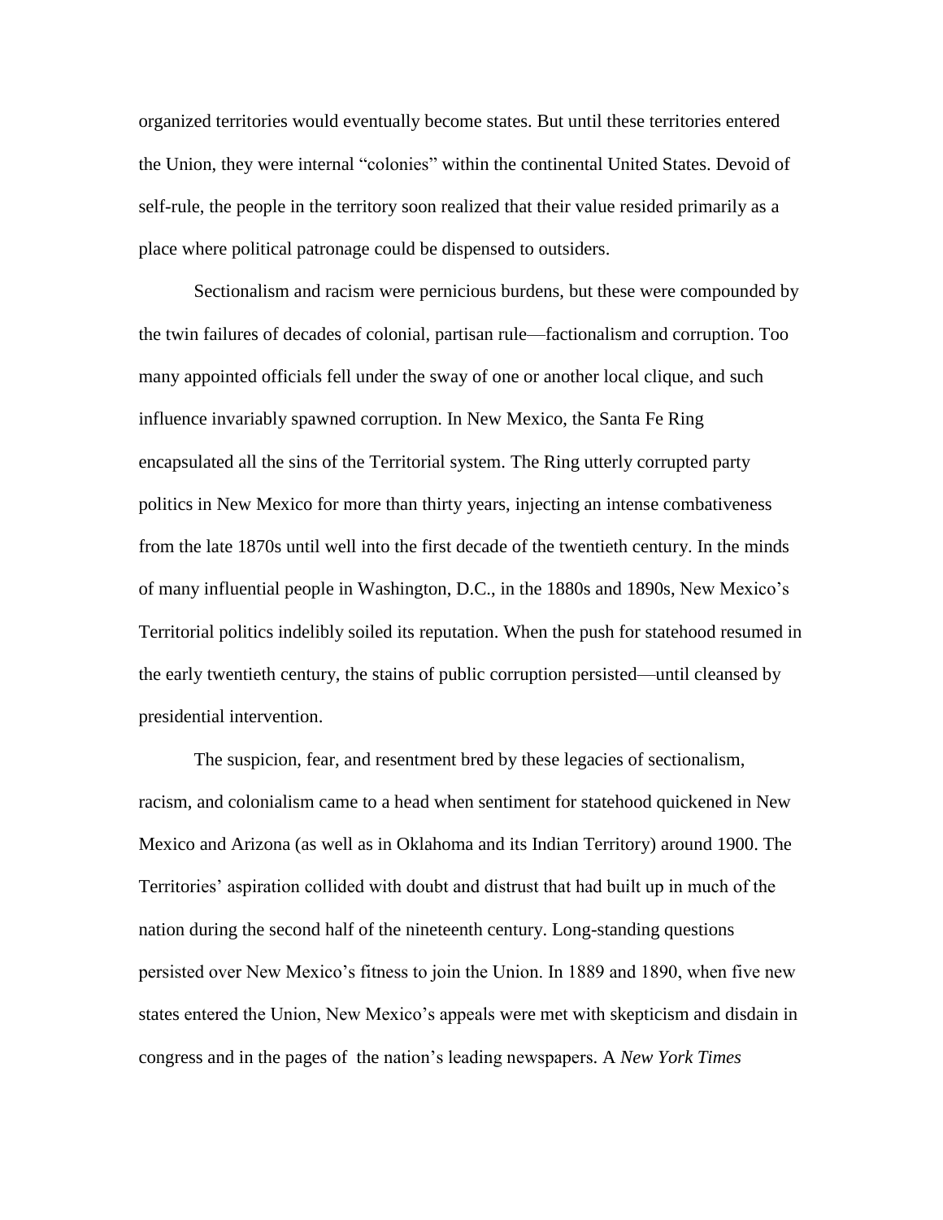organized territories would eventually become states. But until these territories entered the Union, they were internal "colonies" within the continental United States. Devoid of self-rule, the people in the territory soon realized that their value resided primarily as a place where political patronage could be dispensed to outsiders.

Sectionalism and racism were pernicious burdens, but these were compounded by the twin failures of decades of colonial, partisan rule—factionalism and corruption. Too many appointed officials fell under the sway of one or another local clique, and such influence invariably spawned corruption. In New Mexico, the Santa Fe Ring encapsulated all the sins of the Territorial system. The Ring utterly corrupted party politics in New Mexico for more than thirty years, injecting an intense combativeness from the late 1870s until well into the first decade of the twentieth century. In the minds of many influential people in Washington, D.C., in the 1880s and 1890s, New Mexico's Territorial politics indelibly soiled its reputation. When the push for statehood resumed in the early twentieth century, the stains of public corruption persisted—until cleansed by presidential intervention.

The suspicion, fear, and resentment bred by these legacies of sectionalism, racism, and colonialism came to a head when sentiment for statehood quickened in New Mexico and Arizona (as well as in Oklahoma and its Indian Territory) around 1900. The Territories' aspiration collided with doubt and distrust that had built up in much of the nation during the second half of the nineteenth century. Long-standing questions persisted over New Mexico's fitness to join the Union. In 1889 and 1890, when five new states entered the Union, New Mexico's appeals were met with skepticism and disdain in congress and in the pages of the nation's leading newspapers. A *New York Times*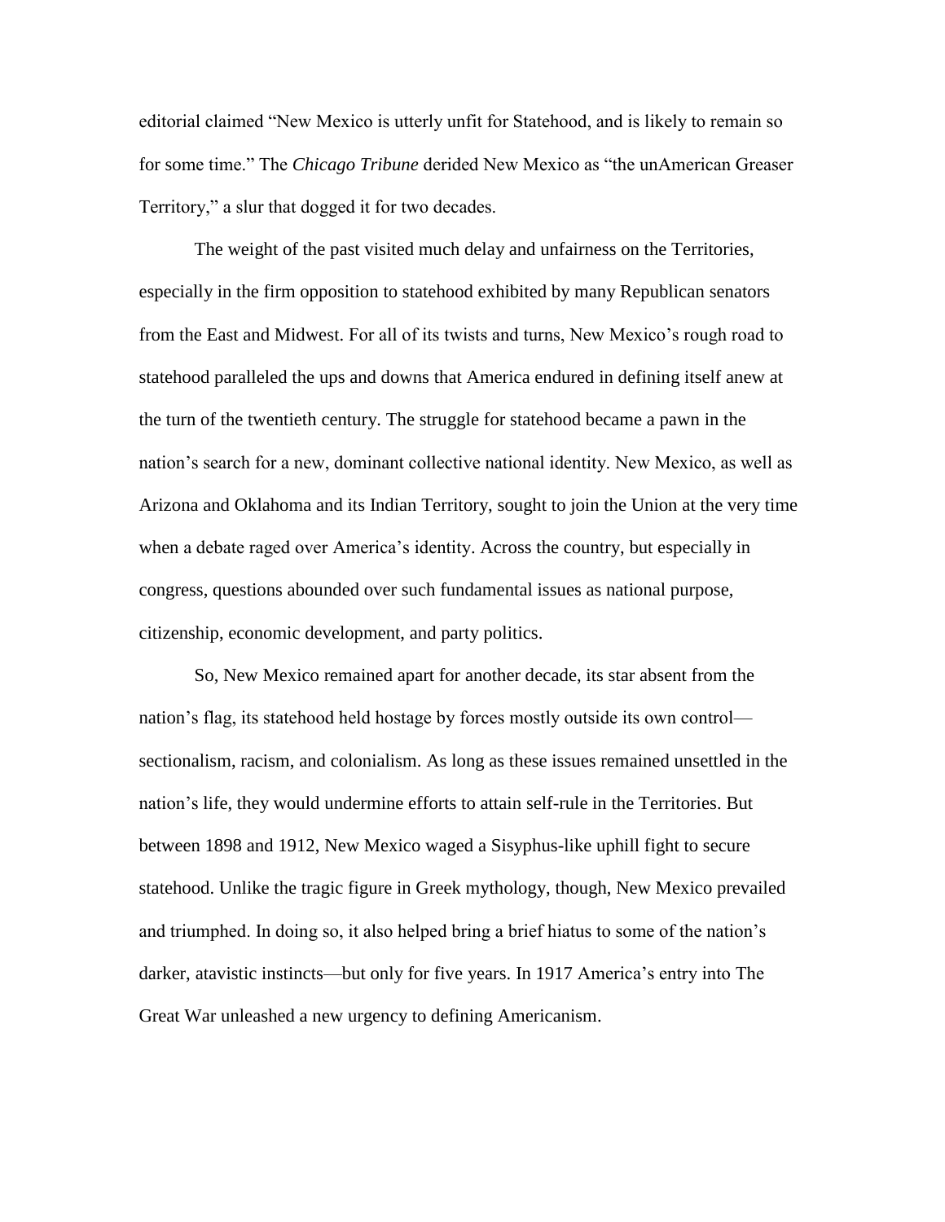editorial claimed "New Mexico is utterly unfit for Statehood, and is likely to remain so for some time." The *Chicago Tribune* derided New Mexico as "the unAmerican Greaser Territory," a slur that dogged it for two decades.

The weight of the past visited much delay and unfairness on the Territories, especially in the firm opposition to statehood exhibited by many Republican senators from the East and Midwest. For all of its twists and turns, New Mexico's rough road to statehood paralleled the ups and downs that America endured in defining itself anew at the turn of the twentieth century. The struggle for statehood became a pawn in the nation's search for a new, dominant collective national identity. New Mexico, as well as Arizona and Oklahoma and its Indian Territory, sought to join the Union at the very time when a debate raged over America's identity. Across the country, but especially in congress, questions abounded over such fundamental issues as national purpose, citizenship, economic development, and party politics.

So, New Mexico remained apart for another decade, its star absent from the nation's flag, its statehood held hostage by forces mostly outside its own control—sectionalism, racism, and colonialism. As long as these issues remained unsettled in the nation's life, they would undermine efforts to attain self-rule in the Territories. But between 1898 and 1912, New Mexico waged a Sisyphus-like uphill fight to secure statehood. Unlike the tragic figure in Greek mythology, though, New Mexico prevailed and triumphed. In doing so, it also helped bring a brief hiatus to some of the nation's darker, atavistic instincts—but only for five years. In 1917 America's entry into The Great War unleashed a new urgency to defining Americanism.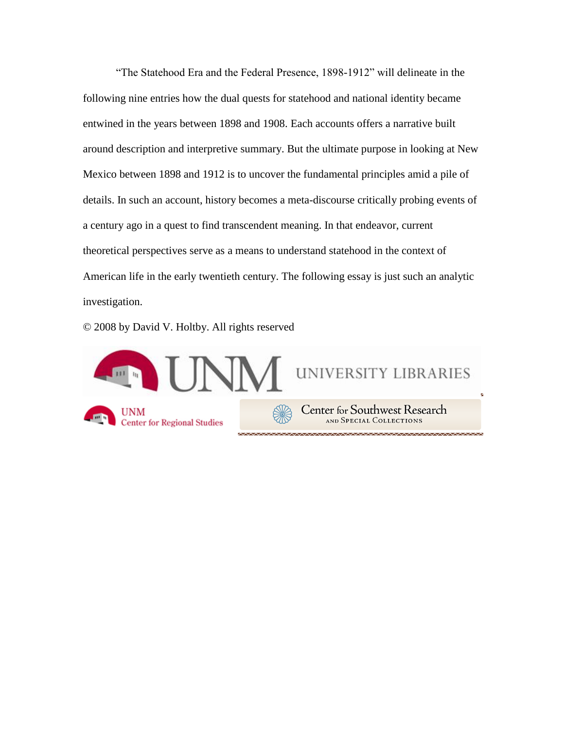"The Statehood Era and the Federal Presence, 1898-1912" will delineate in the following nine entries how the dual quests for statehood and national identity became entwined in the years between 1898 and 1908. Each accounts offers a narrative built around description and interpretive summary. But the ultimate purpose in looking at New Mexico between 1898 and 1912 is to uncover the fundamental principles amid a pile of details. In such an account, history becomes a meta-discourse critically probing events of a century ago in a quest to find transcendent meaning. In that endeavor, current theoretical perspectives serve as a means to understand statehood in the context of American life in the early twentieth century. The following essay is just such an analytic investigation.

© 2008 by David V. Holtby. All rights reserved

UNM UNIVERSITY LIBRARIES

UNM Center for Regional Studies

Center for Southwest Research and Special Collections